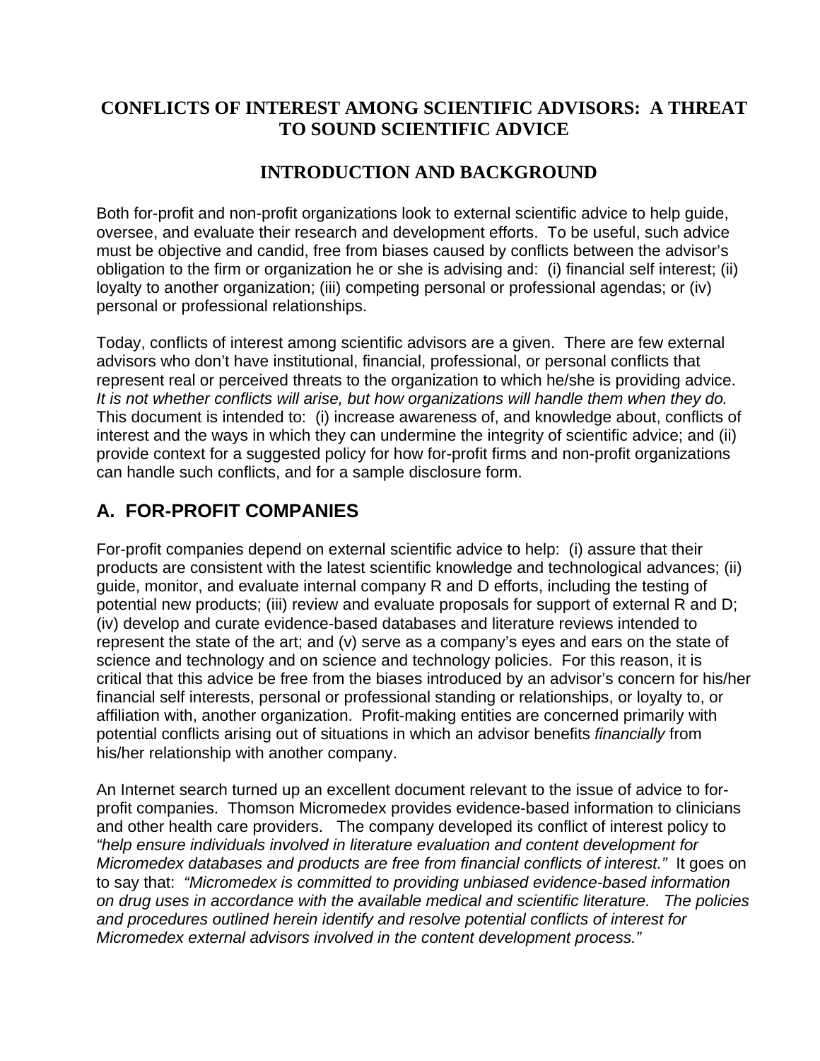# CONFLICTS OF INTEREST AMONG SCIENTIFIC ADVISORS: A THREAT TO SOUND SCIENTIFIC ADVICE

## INTRODUCTION AND BACKGROUND

Both for-profit and non-profit organizations look to external scientific advice to help guide, oversee, and evaluate their research and development efforts. To be useful, such advice must be objective and candid, free from biases caused by conflicts between the advisor's obligation to the firm or organization he or she is advising and: (i) financial self interest; (ii) loyalty to another organization; (iii) competing personal or professional agendas; or (iv) personal or professional relationships.

Today, conflicts of interest among scientific advisors are a given. There are few external advisors who don't have institutional, financial, professional, or personal conflicts that represent real or perceived threats to the organization to which he/she is providing advice. *It is not whether conflicts will arise, but how organizations will handle them when they do.* This document is intended to: (i) increase awareness of, and knowledge about, conflicts of interest and the ways in which they can undermine the integrity of scientific advice; and (ii) provide context for a suggested policy for how for-profit firms and non-profit organizations can handle such conflicts, and for a sample disclosure form.

## A. FOR-PROFIT COMPANIES

For-profit companies depend on external scientific advice to help: (i) assure that their products are consistent with the latest scientific knowledge and technological advances; (ii) guide, monitor, and evaluate internal company R and D efforts, including the testing of potential new products; (iii) review and evaluate proposals for support of external R and D; (iv) develop and curate evidence-based databases and literature reviews intended to represent the state of the art; and (v) serve as a company's eyes and ears on the state of science and technology and on science and technology policies. For this reason, it is critical that this advice be free from the biases introduced by an advisor's concern for his/her financial self interests, personal or professional standing or relationships, or loyalty to, or affiliation with, another organization. Profit-making entities are concerned primarily with potential conflicts arising out of situations in which an advisor benefits *financially* from his/her relationship with another company.

An Internet search turned up an excellent document relevant to the issue of advice to for-profit companies. Thomson Micromedex provides evidence-based information to clinicians and other health care providers. The company developed its conflict of interest policy to *"help ensure individuals involved in literature evaluation and content development for Micromedex databases and products are free from financial conflicts of interest."* It goes on to say that: *"Micromedex is committed to providing unbiased evidence-based information on drug uses in accordance with the available medical and scientific literature. The policies and procedures outlined herein identify and resolve potential conflicts of interest for Micromedex external advisors involved in the content development process."*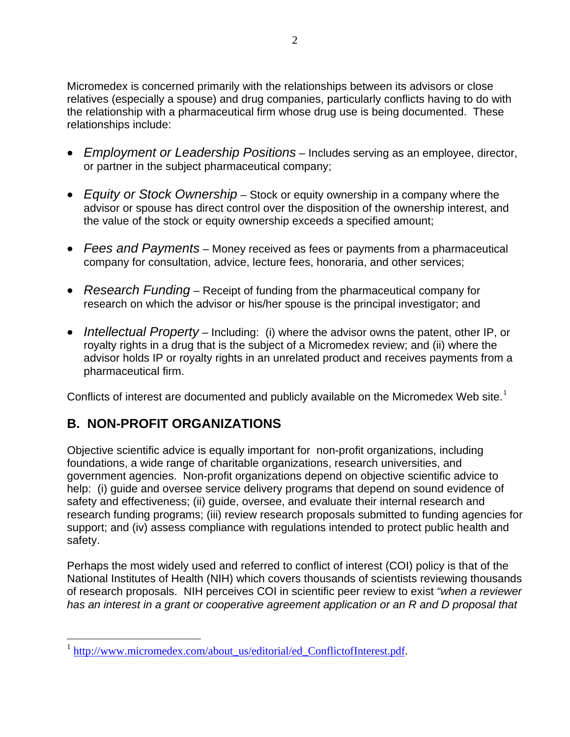Micromedex is concerned primarily with the relationships between its advisors or close relatives (especially a spouse) and drug companies, particularly conflicts having to do with the relationship with a pharmaceutical firm whose drug use is being documented. These relationships include:

- *Employment or Leadership Positions* – Includes serving as an employee, director, or partner in the subject pharmaceutical company;
- *Equity or Stock Ownership* – Stock or equity ownership in a company where the advisor or spouse has direct control over the disposition of the ownership interest, and the value of the stock or equity ownership exceeds a specified amount;
- *Fees and Payments* – Money received as fees or payments from a pharmaceutical company for consultation, advice, lecture fees, honoraria, and other services;
- *Research Funding* – Receipt of funding from the pharmaceutical company for research on which the advisor or his/her spouse is the principal investigator; and
- *Intellectual Property* – Including: (i) where the advisor owns the patent, other IP, or royalty rights in a drug that is the subject of a Micromedex review; and (ii) where the advisor holds IP or royalty rights in an unrelated product and receives payments from a pharmaceutical firm.

Conflicts of interest are documented and publicly available on the Micromedex Web site.[1]

## B. NON-PROFIT ORGANIZATIONS

Objective scientific advice is equally important for non-profit organizations, including foundations, a wide range of charitable organizations, research universities, and government agencies. Non-profit organizations depend on objective scientific advice to help: (i) guide and oversee service delivery programs that depend on sound evidence of safety and effectiveness; (ii) guide, oversee, and evaluate their internal research and research funding programs; (iii) review research proposals submitted to funding agencies for support; and (iv) assess compliance with regulations intended to protect public health and safety.

Perhaps the most widely used and referred to conflict of interest (COI) policy is that of the National Institutes of Health (NIH) which covers thousands of scientists reviewing thousands of research proposals. NIH perceives COI in scientific peer review to exist *"when a reviewer has an interest in a grant or cooperative agreement application or an R and D proposal that*

---

[1] http://www.micromedex.com/about_us/editorial/ed_ConflictofInterest.pdf.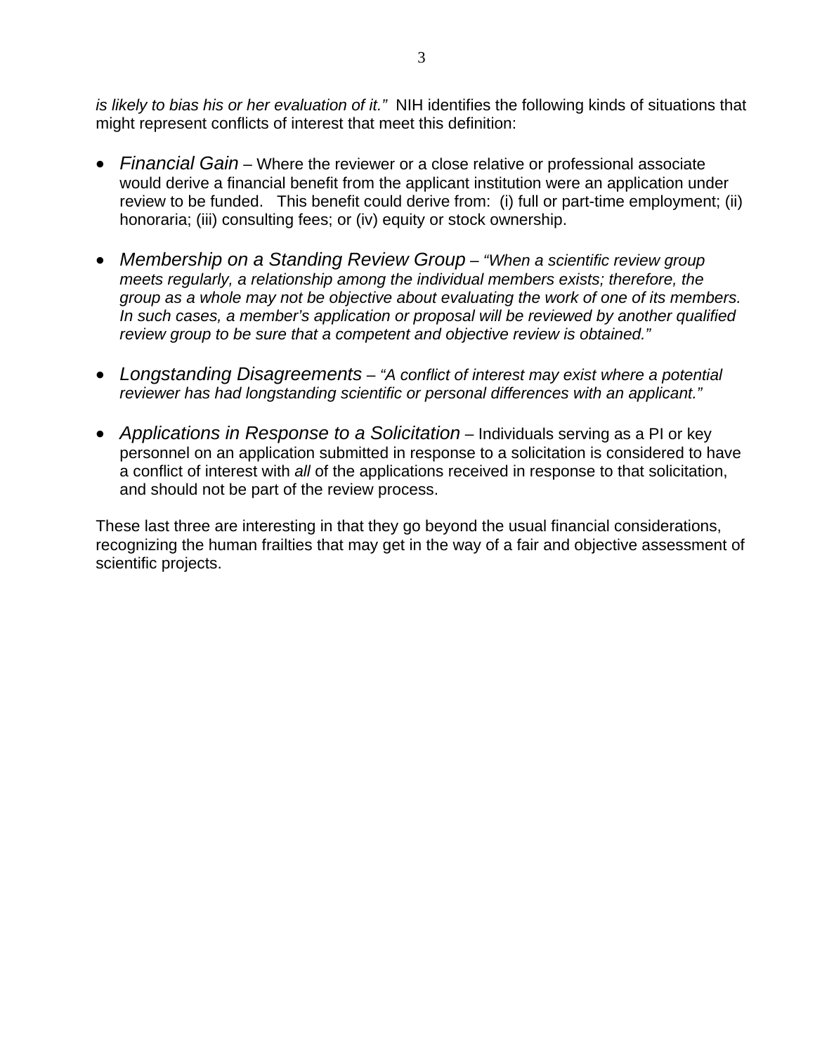*is likely to bias his or her evaluation of it."* NIH identifies the following kinds of situations that might represent conflicts of interest that meet this definition:

- *Financial Gain* – Where the reviewer or a close relative or professional associate would derive a financial benefit from the applicant institution were an application under review to be funded. This benefit could derive from: (i) full or part-time employment; (ii) honoraria; (iii) consulting fees; or (iv) equity or stock ownership.

- *Membership on a Standing Review Group* – *"When a scientific review group meets regularly, a relationship among the individual members exists; therefore, the group as a whole may not be objective about evaluating the work of one of its members. In such cases, a member's application or proposal will be reviewed by another qualified review group to be sure that a competent and objective review is obtained."*

- *Longstanding Disagreements* – *"A conflict of interest may exist where a potential reviewer has had longstanding scientific or personal differences with an applicant."*

- *Applications in Response to a Solicitation* – Individuals serving as a PI or key personnel on an application submitted in response to a solicitation is considered to have a conflict of interest with *all* of the applications received in response to that solicitation, and should not be part of the review process.

These last three are interesting in that they go beyond the usual financial considerations, recognizing the human frailties that may get in the way of a fair and objective assessment of scientific projects.